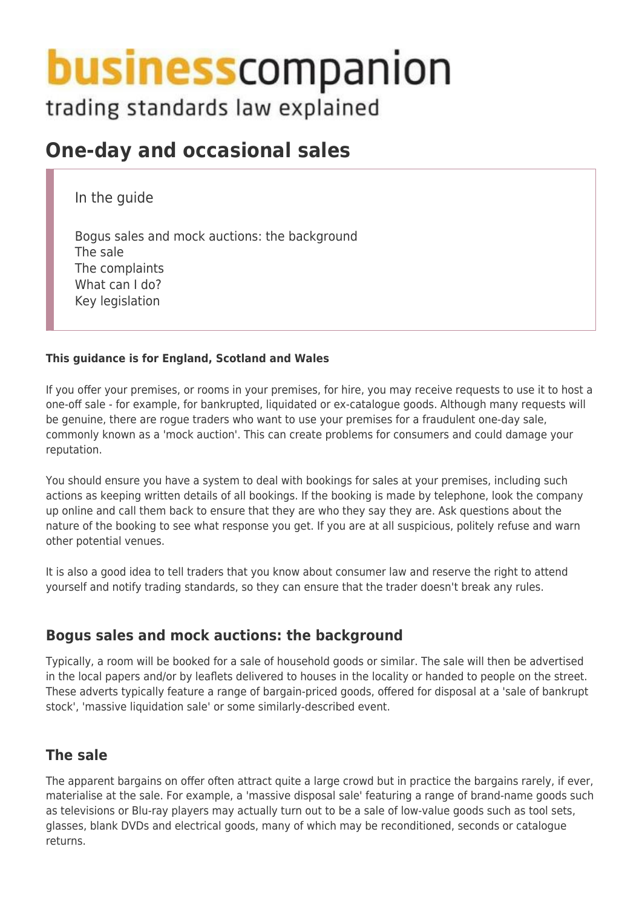# businesscompanion

trading standards law explained

# One-day and occasional sales

In the guide

- Bogus sales and mock auctions: the background
- The sale
- The complaints
- What can I do?
- Key legislation

**This guidance is for England, Scotland and Wales**

If you offer your premises, or rooms in your premises, for hire, you may receive requests to use it to host a one-off sale - for example, for bankrupted, liquidated or ex-catalogue goods. Although many requests will be genuine, there are rogue traders who want to use your premises for a fraudulent one-day sale, commonly known as a 'mock auction'. This can create problems for consumers and could damage your reputation.

You should ensure you have a system to deal with bookings for sales at your premises, including such actions as keeping written details of all bookings. If the booking is made by telephone, look the company up online and call them back to ensure that they are who they say they are. Ask questions about the nature of the booking to see what response you get. If you are at all suspicious, politely refuse and warn other potential venues.

It is also a good idea to tell traders that you know about consumer law and reserve the right to attend yourself and notify trading standards, so they can ensure that the trader doesn't break any rules.

## Bogus sales and mock auctions: the background

Typically, a room will be booked for a sale of household goods or similar. The sale will then be advertised in the local papers and/or by leaflets delivered to houses in the locality or handed to people on the street. These adverts typically feature a range of bargain-priced goods, offered for disposal at a 'sale of bankrupt stock', 'massive liquidation sale' or some similarly-described event.

## The sale

The apparent bargains on offer often attract quite a large crowd but in practice the bargains rarely, if ever, materialise at the sale. For example, a 'massive disposal sale' featuring a range of brand-name goods such as televisions or Blu-ray players may actually turn out to be a sale of low-value goods such as tool sets, glasses, blank DVDs and electrical goods, many of which may be reconditioned, seconds or catalogue returns.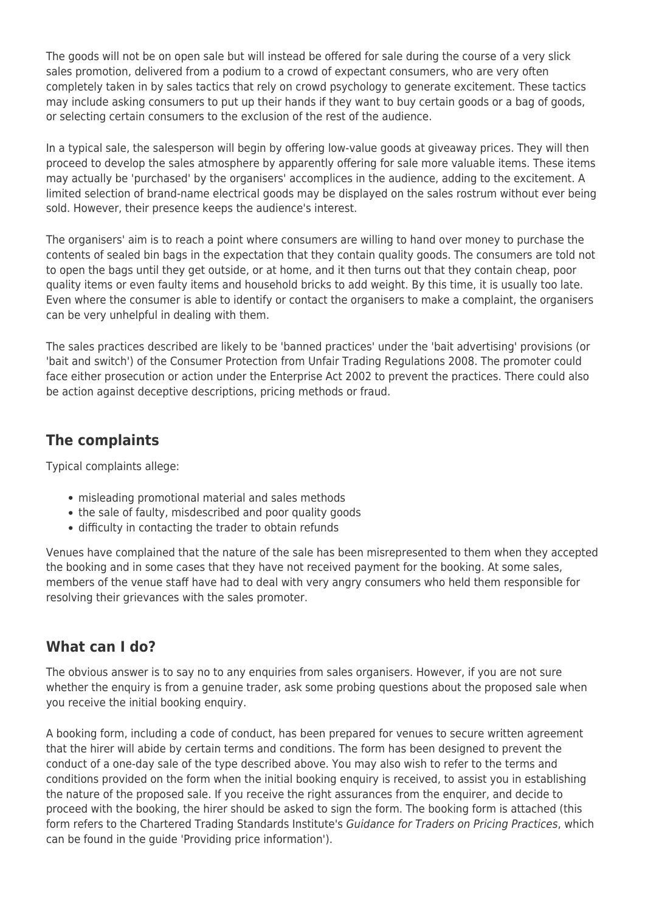The goods will not be on open sale but will instead be offered for sale during the course of a very slick sales promotion, delivered from a podium to a crowd of expectant consumers, who are very often completely taken in by sales tactics that rely on crowd psychology to generate excitement. These tactics may include asking consumers to put up their hands if they want to buy certain goods or a bag of goods, or selecting certain consumers to the exclusion of the rest of the audience.

In a typical sale, the salesperson will begin by offering low-value goods at giveaway prices. They will then proceed to develop the sales atmosphere by apparently offering for sale more valuable items. These items may actually be 'purchased' by the organisers' accomplices in the audience, adding to the excitement. A limited selection of brand-name electrical goods may be displayed on the sales rostrum without ever being sold. However, their presence keeps the audience's interest.

The organisers' aim is to reach a point where consumers are willing to hand over money to purchase the contents of sealed bin bags in the expectation that they contain quality goods. The consumers are told not to open the bags until they get outside, or at home, and it then turns out that they contain cheap, poor quality items or even faulty items and household bricks to add weight. By this time, it is usually too late. Even where the consumer is able to identify or contact the organisers to make a complaint, the organisers can be very unhelpful in dealing with them.

The sales practices described are likely to be 'banned practices' under the 'bait advertising' provisions (or 'bait and switch') of the Consumer Protection from Unfair Trading Regulations 2008. The promoter could face either prosecution or action under the Enterprise Act 2002 to prevent the practices. There could also be action against deceptive descriptions, pricing methods or fraud.

## The complaints

Typical complaints allege:

- misleading promotional material and sales methods
- the sale of faulty, misdescribed and poor quality goods
- difficulty in contacting the trader to obtain refunds

Venues have complained that the nature of the sale has been misrepresented to them when they accepted the booking and in some cases that they have not received payment for the booking. At some sales, members of the venue staff have had to deal with very angry consumers who held them responsible for resolving their grievances with the sales promoter.

## What can I do?

The obvious answer is to say no to any enquiries from sales organisers. However, if you are not sure whether the enquiry is from a genuine trader, ask some probing questions about the proposed sale when you receive the initial booking enquiry.

A booking form, including a code of conduct, has been prepared for venues to secure written agreement that the hirer will abide by certain terms and conditions. The form has been designed to prevent the conduct of a one-day sale of the type described above. You may also wish to refer to the terms and conditions provided on the form when the initial booking enquiry is received, to assist you in establishing the nature of the proposed sale. If you receive the right assurances from the enquirer, and decide to proceed with the booking, the hirer should be asked to sign the form. The booking form is attached (this form refers to the Chartered Trading Standards Institute's *Guidance for Traders on Pricing Practices*, which can be found in the guide 'Providing price information').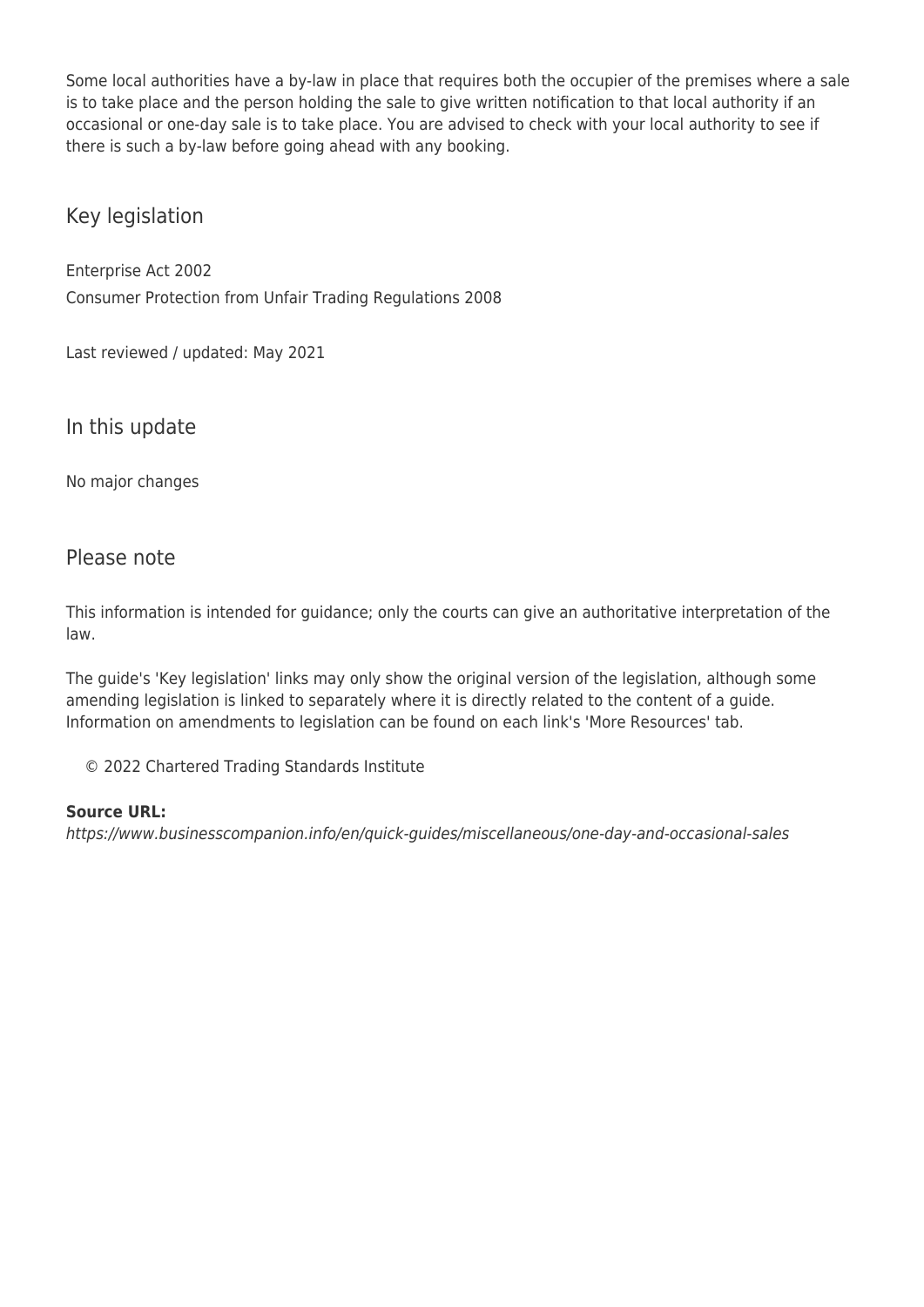Some local authorities have a by-law in place that requires both the occupier of the premises where a sale is to take place and the person holding the sale to give written notification to that local authority if an occasional or one-day sale is to take place. You are advised to check with your local authority to see if there is such a by-law before going ahead with any booking.

## Key legislation

Enterprise Act 2002
Consumer Protection from Unfair Trading Regulations 2008

Last reviewed / updated: May 2021

## In this update

No major changes

## Please note

This information is intended for guidance; only the courts can give an authoritative interpretation of the law.

The guide's 'Key legislation' links may only show the original version of the legislation, although some amending legislation is linked to separately where it is directly related to the content of a guide. Information on amendments to legislation can be found on each link's 'More Resources' tab.

© 2022 Chartered Trading Standards Institute

**Source URL:**
*https://www.businesscompanion.info/en/quick-guides/miscellaneous/one-day-and-occasional-sales*